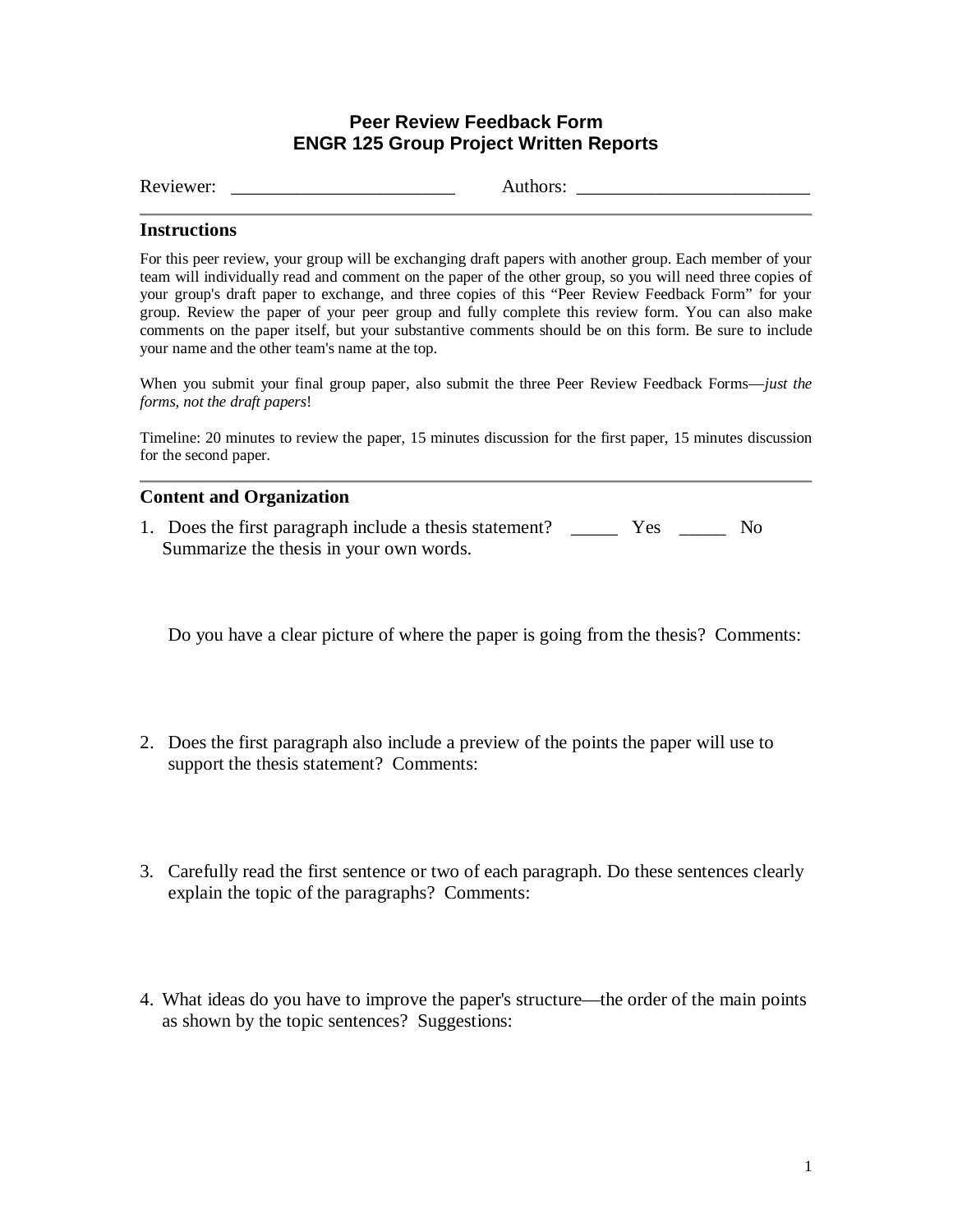# Peer Review Feedback Form
# ENGR 125 Group Project Written Reports

Reviewer: ________________________ Authors: ________________________

## Instructions

For this peer review, your group will be exchanging draft papers with another group. Each member of your team will individually read and comment on the paper of the other group, so you will need three copies of your group's draft paper to exchange, and three copies of this "Peer Review Feedback Form" for your group. Review the paper of your peer group and fully complete this review form. You can also make comments on the paper itself, but your substantive comments should be on this form. Be sure to include your name and the other team's name at the top.

When you submit your final group paper, also submit the three Peer Review Feedback Forms—*just the forms, not the draft papers*!

Timeline: 20 minutes to review the paper, 15 minutes discussion for the first paper, 15 minutes discussion for the second paper.

## Content and Organization

1. Does the first paragraph include a thesis statement? _____ Yes _____ No
   Summarize the thesis in your own words.

   Do you have a clear picture of where the paper is going from the thesis? Comments:

2. Does the first paragraph also include a preview of the points the paper will use to support the thesis statement? Comments:

3. Carefully read the first sentence or two of each paragraph. Do these sentences clearly explain the topic of the paragraphs? Comments:

4. What ideas do you have to improve the paper's structure—the order of the main points as shown by the topic sentences? Suggestions: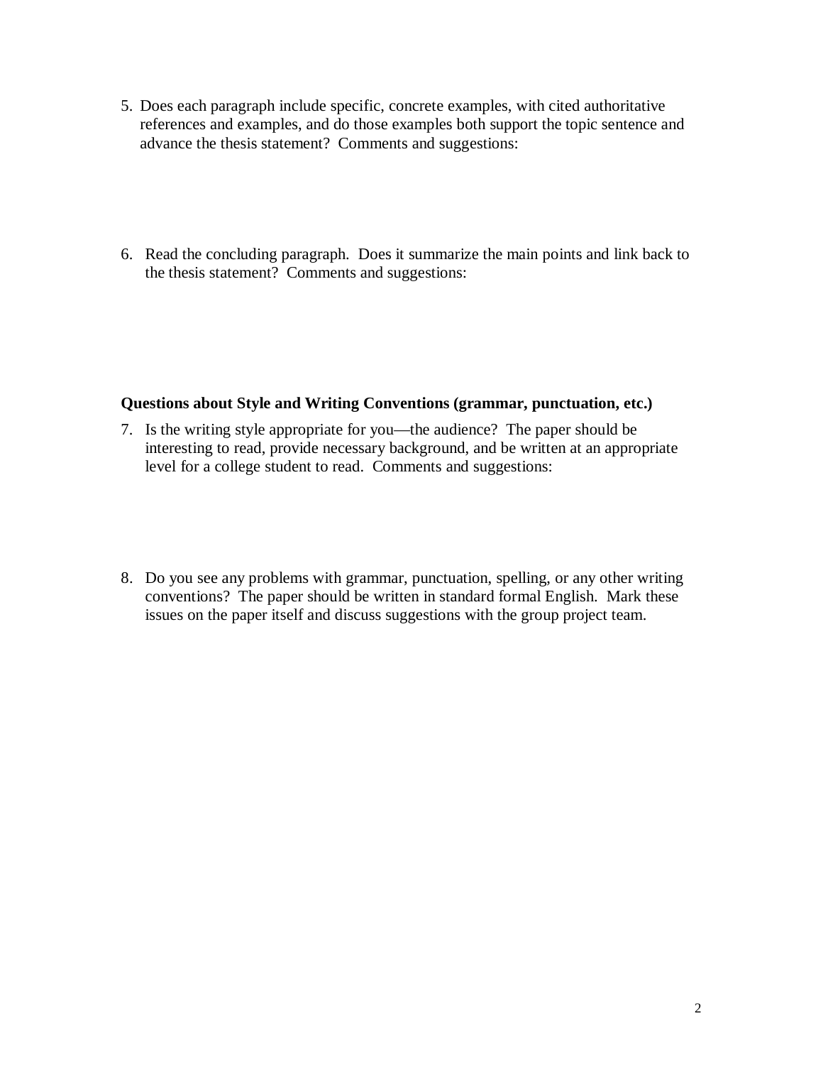5. Does each paragraph include specific, concrete examples, with cited authoritative references and examples, and do those examples both support the topic sentence and advance the thesis statement? Comments and suggestions:

6. Read the concluding paragraph. Does it summarize the main points and link back to the thesis statement? Comments and suggestions:

**Questions about Style and Writing Conventions (grammar, punctuation, etc.)**

7. Is the writing style appropriate for you—the audience? The paper should be interesting to read, provide necessary background, and be written at an appropriate level for a college student to read. Comments and suggestions:

8. Do you see any problems with grammar, punctuation, spelling, or any other writing conventions? The paper should be written in standard formal English. Mark these issues on the paper itself and discuss suggestions with the group project team.